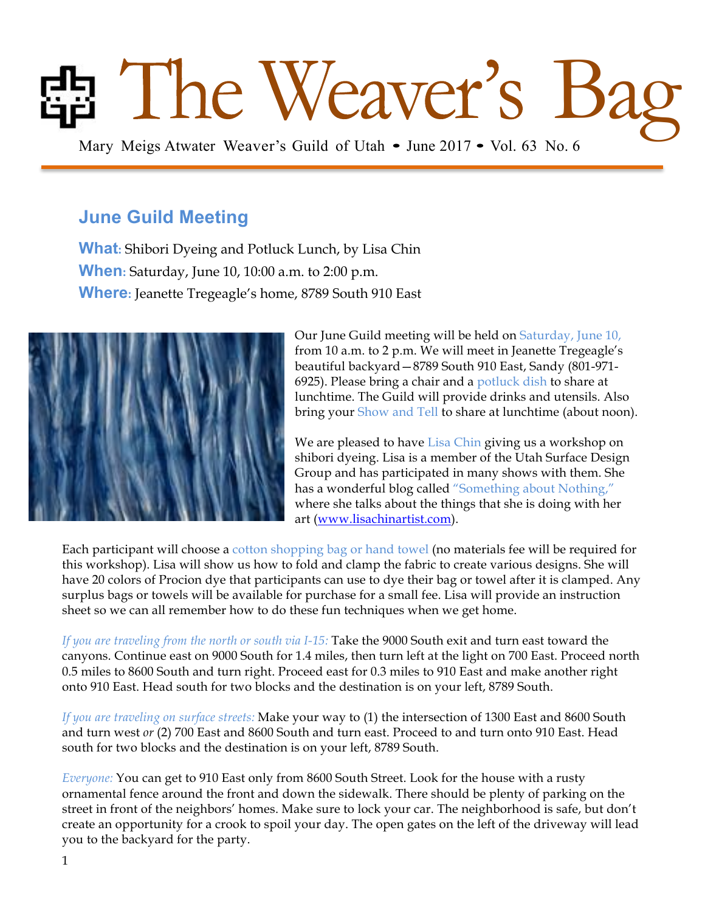# The Weaver's Bag

Mary Meigs Atwater Weaver's Guild of Utah • June 2017 • Vol. 63 No. 6

## June Guild Meeting

**What:** Shibori Dyeing and Potluck Lunch, by Lisa Chin
**When:** Saturday, June 10, 10:00 a.m. to 2:00 p.m.
**Where:** Jeanette Tregeagle's home, 8789 South 910 East

Our June Guild meeting will be held on Saturday, June 10, from 10 a.m. to 2 p.m. We will meet in Jeanette Tregeagle's beautiful backyard—8789 South 910 East, Sandy (801-971-6925). Please bring a chair and a potluck dish to share at lunchtime. The Guild will provide drinks and utensils. Also bring your Show and Tell to share at lunchtime (about noon).

We are pleased to have Lisa Chin giving us a workshop on shibori dyeing. Lisa is a member of the Utah Surface Design Group and has participated in many shows with them. She has a wonderful blog called "Something about Nothing," where she talks about the things that she is doing with her art (www.lisachinartist.com).

Each participant will choose a cotton shopping bag or hand towel (no materials fee will be required for this workshop). Lisa will show us how to fold and clamp the fabric to create various designs. She will have 20 colors of Procion dye that participants can use to dye their bag or towel after it is clamped. Any surplus bags or towels will be available for purchase for a small fee. Lisa will provide an instruction sheet so we can all remember how to do these fun techniques when we get home.

*If you are traveling from the north or south via I-15:* Take the 9000 South exit and turn east toward the canyons. Continue east on 9000 South for 1.4 miles, then turn left at the light on 700 East. Proceed north 0.5 miles to 8600 South and turn right. Proceed east for 0.3 miles to 910 East and make another right onto 910 East. Head south for two blocks and the destination is on your left, 8789 South.

*If you are traveling on surface streets:* Make your way to (1) the intersection of 1300 East and 8600 South and turn west *or* (2) 700 East and 8600 South and turn east. Proceed to and turn onto 910 East. Head south for two blocks and the destination is on your left, 8789 South.

*Everyone:* You can get to 910 East only from 8600 South Street. Look for the house with a rusty ornamental fence around the front and down the sidewalk. There should be plenty of parking on the street in front of the neighbors' homes. Make sure to lock your car. The neighborhood is safe, but don't create an opportunity for a crook to spoil your day. The open gates on the left of the driveway will lead you to the backyard for the party.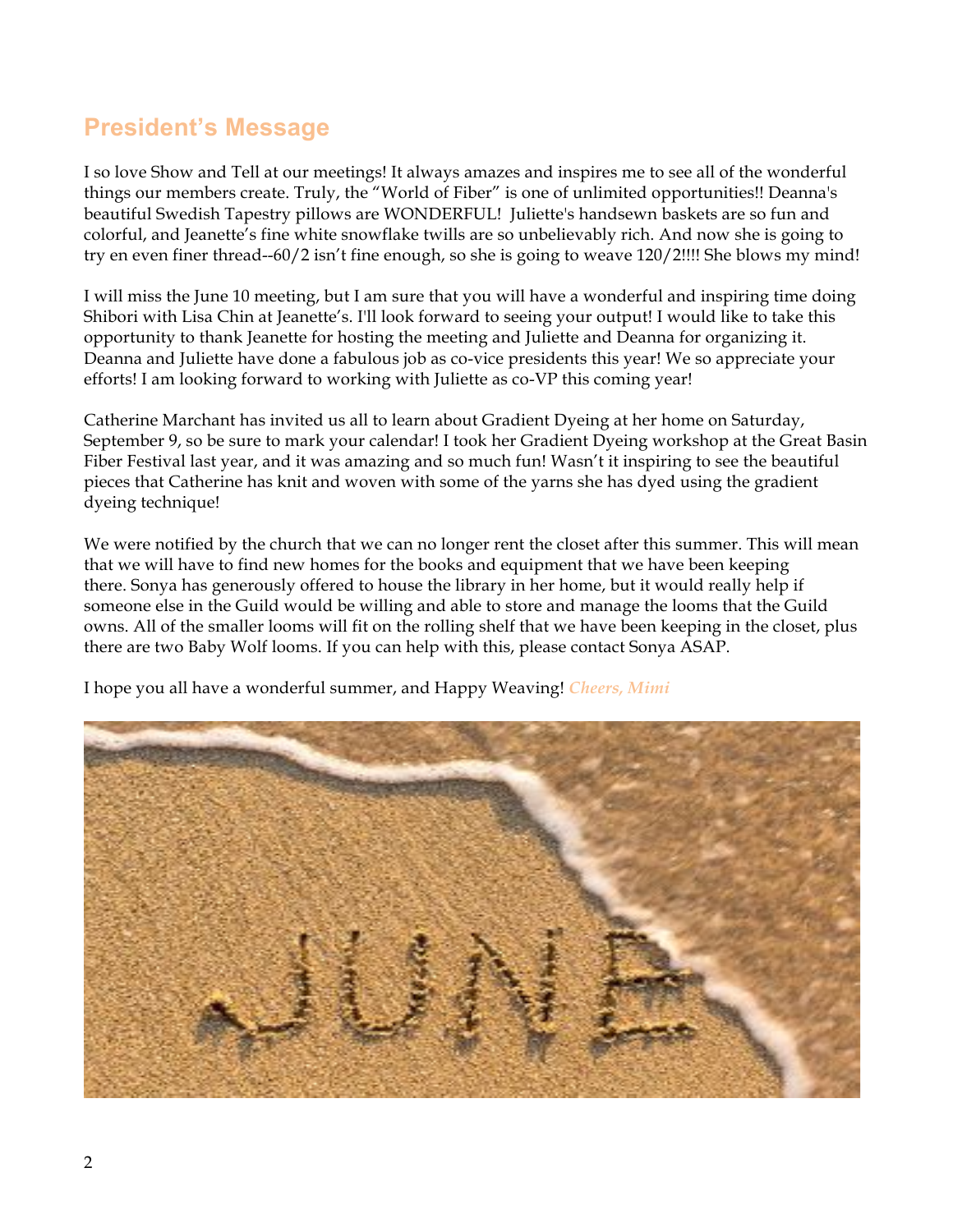## President's Message

I so love Show and Tell at our meetings! It always amazes and inspires me to see all of the wonderful things our members create. Truly, the "World of Fiber" is one of unlimited opportunities!! Deanna's beautiful Swedish Tapestry pillows are WONDERFUL! Juliette's handsewn baskets are so fun and colorful, and Jeanette's fine white snowflake twills are so unbelievably rich. And now she is going to try en even finer thread--60/2 isn't fine enough, so she is going to weave 120/2!!!! She blows my mind!

I will miss the June 10 meeting, but I am sure that you will have a wonderful and inspiring time doing Shibori with Lisa Chin at Jeanette's. I'll look forward to seeing your output! I would like to take this opportunity to thank Jeanette for hosting the meeting and Juliette and Deanna for organizing it. Deanna and Juliette have done a fabulous job as co-vice presidents this year! We so appreciate your efforts! I am looking forward to working with Juliette as co-VP this coming year!

Catherine Marchant has invited us all to learn about Gradient Dyeing at her home on Saturday, September 9, so be sure to mark your calendar! I took her Gradient Dyeing workshop at the Great Basin Fiber Festival last year, and it was amazing and so much fun! Wasn't it inspiring to see the beautiful pieces that Catherine has knit and woven with some of the yarns she has dyed using the gradient dyeing technique!

We were notified by the church that we can no longer rent the closet after this summer. This will mean that we will have to find new homes for the books and equipment that we have been keeping there. Sonya has generously offered to house the library in her home, but it would really help if someone else in the Guild would be willing and able to store and manage the looms that the Guild owns. All of the smaller looms will fit on the rolling shelf that we have been keeping in the closet, plus there are two Baby Wolf looms. If you can help with this, please contact Sonya ASAP.

I hope you all have a wonderful summer, and Happy Weaving! *Cheers, Mimi*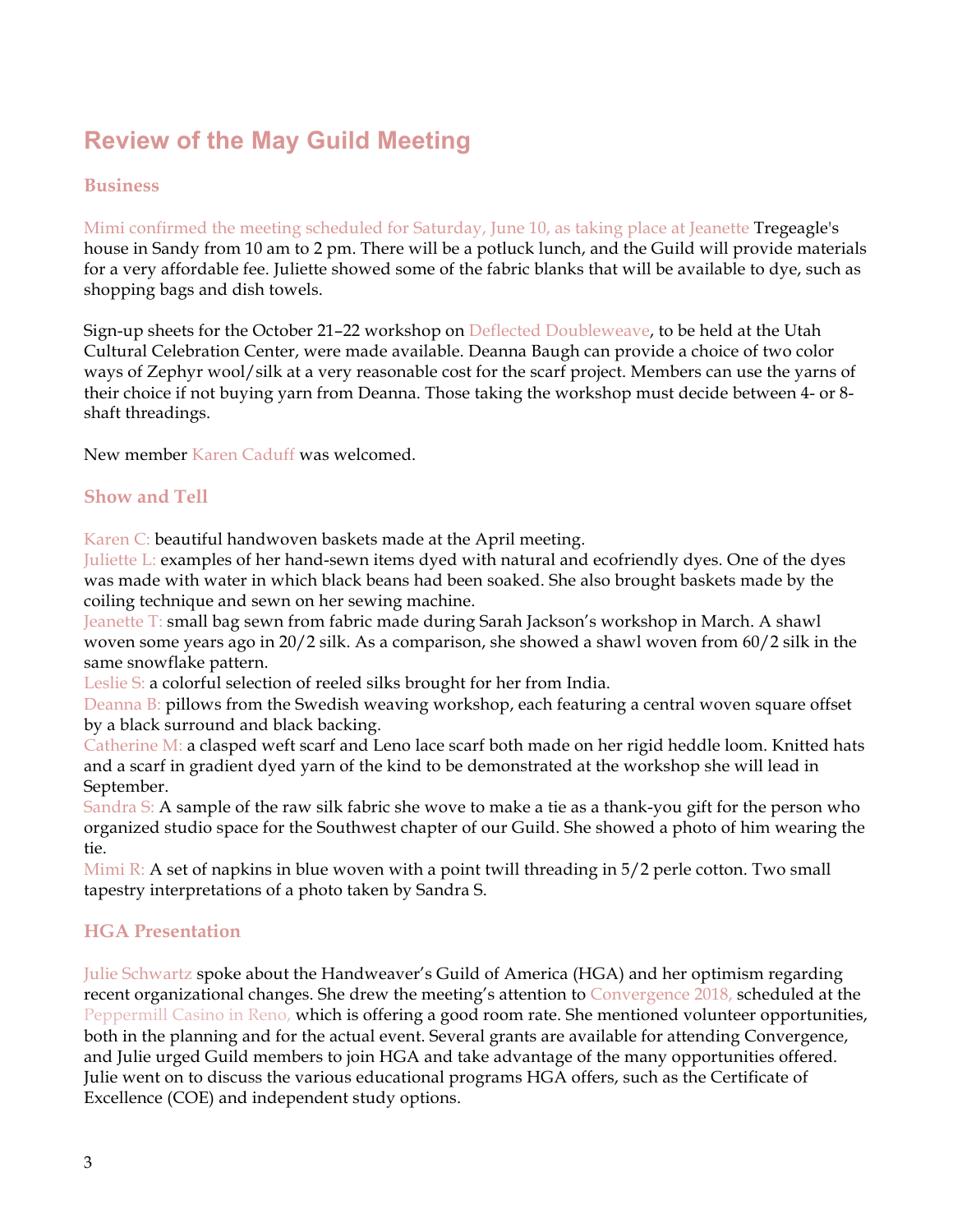# Review of the May Guild Meeting

### Business

Mimi confirmed the meeting scheduled for Saturday, June 10, as taking place at Jeanette Tregeagle's house in Sandy from 10 am to 2 pm. There will be a potluck lunch, and the Guild will provide materials for a very affordable fee. Juliette showed some of the fabric blanks that will be available to dye, such as shopping bags and dish towels.

Sign-up sheets for the October 21–22 workshop on Deflected Doubleweave, to be held at the Utah Cultural Celebration Center, were made available. Deanna Baugh can provide a choice of two color ways of Zephyr wool/silk at a very reasonable cost for the scarf project. Members can use the yarns of their choice if not buying yarn from Deanna. Those taking the workshop must decide between 4- or 8-shaft threadings.

New member Karen Caduff was welcomed.

### Show and Tell

Karen C: beautiful handwoven baskets made at the April meeting.
Juliette L: examples of her hand-sewn items dyed with natural and ecofriendly dyes. One of the dyes was made with water in which black beans had been soaked. She also brought baskets made by the coiling technique and sewn on her sewing machine.
Jeanette T: small bag sewn from fabric made during Sarah Jackson's workshop in March. A shawl woven some years ago in 20/2 silk. As a comparison, she showed a shawl woven from 60/2 silk in the same snowflake pattern.
Leslie S: a colorful selection of reeled silks brought for her from India.
Deanna B: pillows from the Swedish weaving workshop, each featuring a central woven square offset by a black surround and black backing.
Catherine M: a clasped weft scarf and Leno lace scarf both made on her rigid heddle loom. Knitted hats and a scarf in gradient dyed yarn of the kind to be demonstrated at the workshop she will lead in September.
Sandra S: A sample of the raw silk fabric she wove to make a tie as a thank-you gift for the person who organized studio space for the Southwest chapter of our Guild. She showed a photo of him wearing the tie.
Mimi R: A set of napkins in blue woven with a point twill threading in 5/2 perle cotton. Two small tapestry interpretations of a photo taken by Sandra S.

### HGA Presentation

Julie Schwartz spoke about the Handweaver's Guild of America (HGA) and her optimism regarding recent organizational changes. She drew the meeting's attention to Convergence 2018, scheduled at the Peppermill Casino in Reno, which is offering a good room rate. She mentioned volunteer opportunities, both in the planning and for the actual event. Several grants are available for attending Convergence, and Julie urged Guild members to join HGA and take advantage of the many opportunities offered. Julie went on to discuss the various educational programs HGA offers, such as the Certificate of Excellence (COE) and independent study options.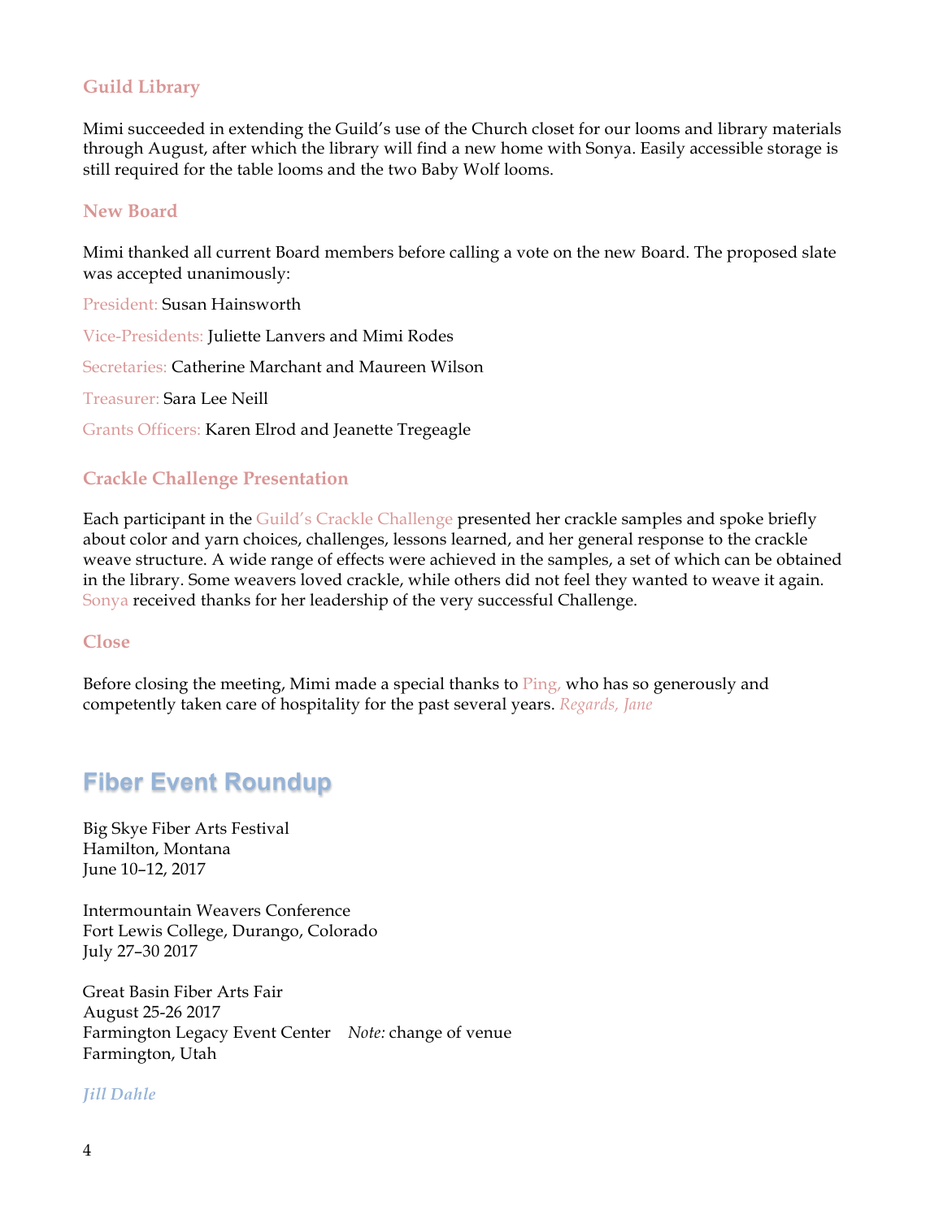### Guild Library

Mimi succeeded in extending the Guild's use of the Church closet for our looms and library materials through August, after which the library will find a new home with Sonya. Easily accessible storage is still required for the table looms and the two Baby Wolf looms.

### New Board

Mimi thanked all current Board members before calling a vote on the new Board. The proposed slate was accepted unanimously:

President: Susan Hainsworth

Vice-Presidents: Juliette Lanvers and Mimi Rodes

Secretaries: Catherine Marchant and Maureen Wilson

Treasurer: Sara Lee Neill

Grants Officers: Karen Elrod and Jeanette Tregeagle

### Crackle Challenge Presentation

Each participant in the Guild's Crackle Challenge presented her crackle samples and spoke briefly about color and yarn choices, challenges, lessons learned, and her general response to the crackle weave structure. A wide range of effects were achieved in the samples, a set of which can be obtained in the library. Some weavers loved crackle, while others did not feel they wanted to weave it again. Sonya received thanks for her leadership of the very successful Challenge.

### Close

Before closing the meeting, Mimi made a special thanks to Ping, who has so generously and competently taken care of hospitality for the past several years. *Regards, Jane*

## Fiber Event Roundup

Big Skye Fiber Arts Festival
Hamilton, Montana
June 10–12, 2017

Intermountain Weavers Conference
Fort Lewis College, Durango, Colorado
July 27–30 2017

Great Basin Fiber Arts Fair
August 25-26 2017
Farmington Legacy Event Center *Note:* change of venue
Farmington, Utah

***Jill Dahle***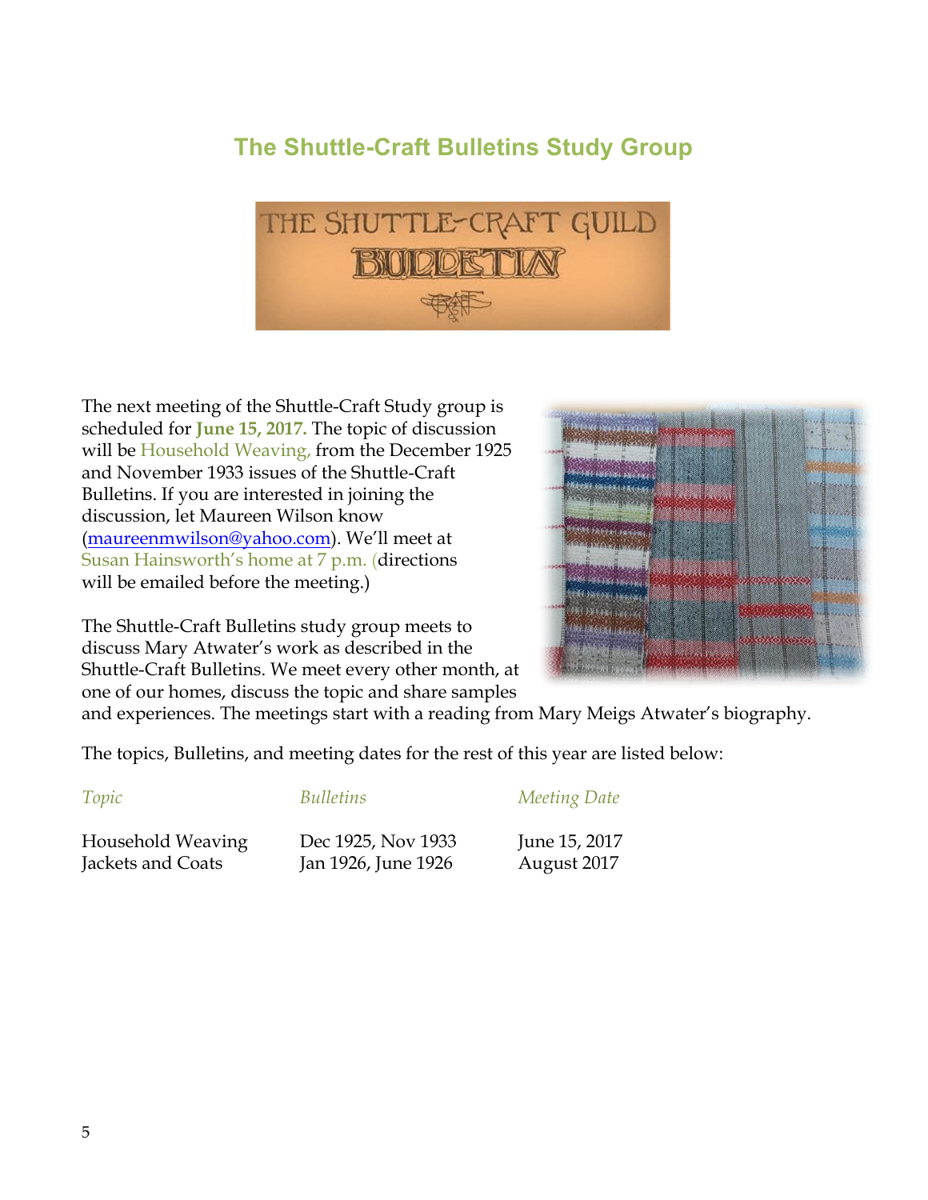## The Shuttle-Craft Bulletins Study Group

The next meeting of the Shuttle-Craft Study group is scheduled for **June 15, 2017.** The topic of discussion will be Household Weaving, from the December 1925 and November 1933 issues of the Shuttle-Craft Bulletins. If you are interested in joining the discussion, let Maureen Wilson know (maureenmwilson@yahoo.com). We'll meet at Susan Hainsworth's home at 7 p.m. (directions will be emailed before the meeting.)

The Shuttle-Craft Bulletins study group meets to discuss Mary Atwater's work as described in the Shuttle-Craft Bulletins. We meet every other month, at one of our homes, discuss the topic and share samples and experiences. The meetings start with a reading from Mary Meigs Atwater's biography.

The topics, Bulletins, and meeting dates for the rest of this year are listed below:

| *Topic* | *Bulletins* | *Meeting Date* |
| --- | --- | --- |
| Household Weaving | Dec 1925, Nov 1933 | June 15, 2017 |
| Jackets and Coats | Jan 1926, June 1926 | August 2017 |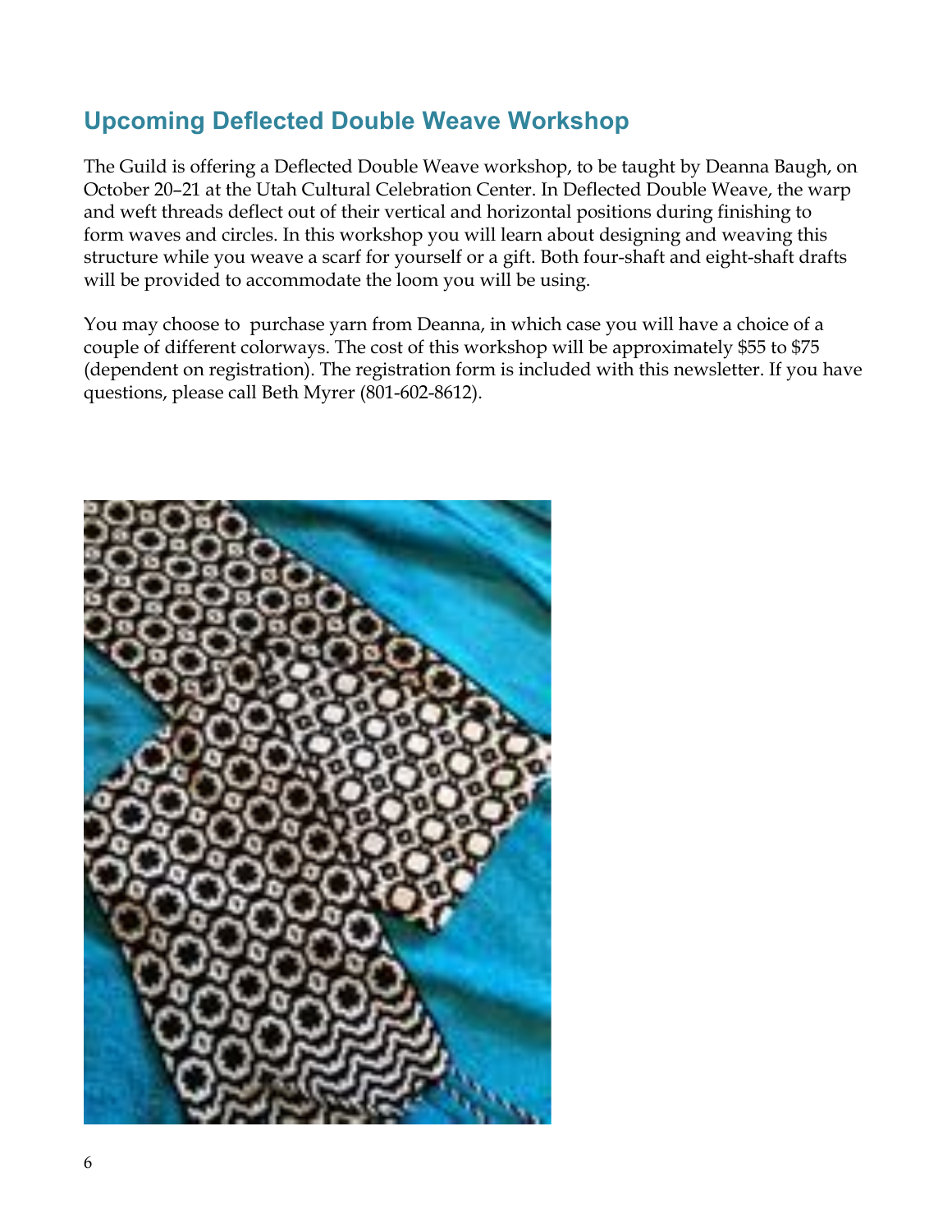## Upcoming Deflected Double Weave Workshop

The Guild is offering a Deflected Double Weave workshop, to be taught by Deanna Baugh, on October 20–21 at the Utah Cultural Celebration Center. In Deflected Double Weave, the warp and weft threads deflect out of their vertical and horizontal positions during finishing to form waves and circles. In this workshop you will learn about designing and weaving this structure while you weave a scarf for yourself or a gift. Both four-shaft and eight-shaft drafts will be provided to accommodate the loom you will be using.

You may choose to purchase yarn from Deanna, in which case you will have a choice of a couple of different colorways. The cost of this workshop will be approximately $55 to $75 (dependent on registration). The registration form is included with this newsletter. If you have questions, please call Beth Myrer (801-602-8612).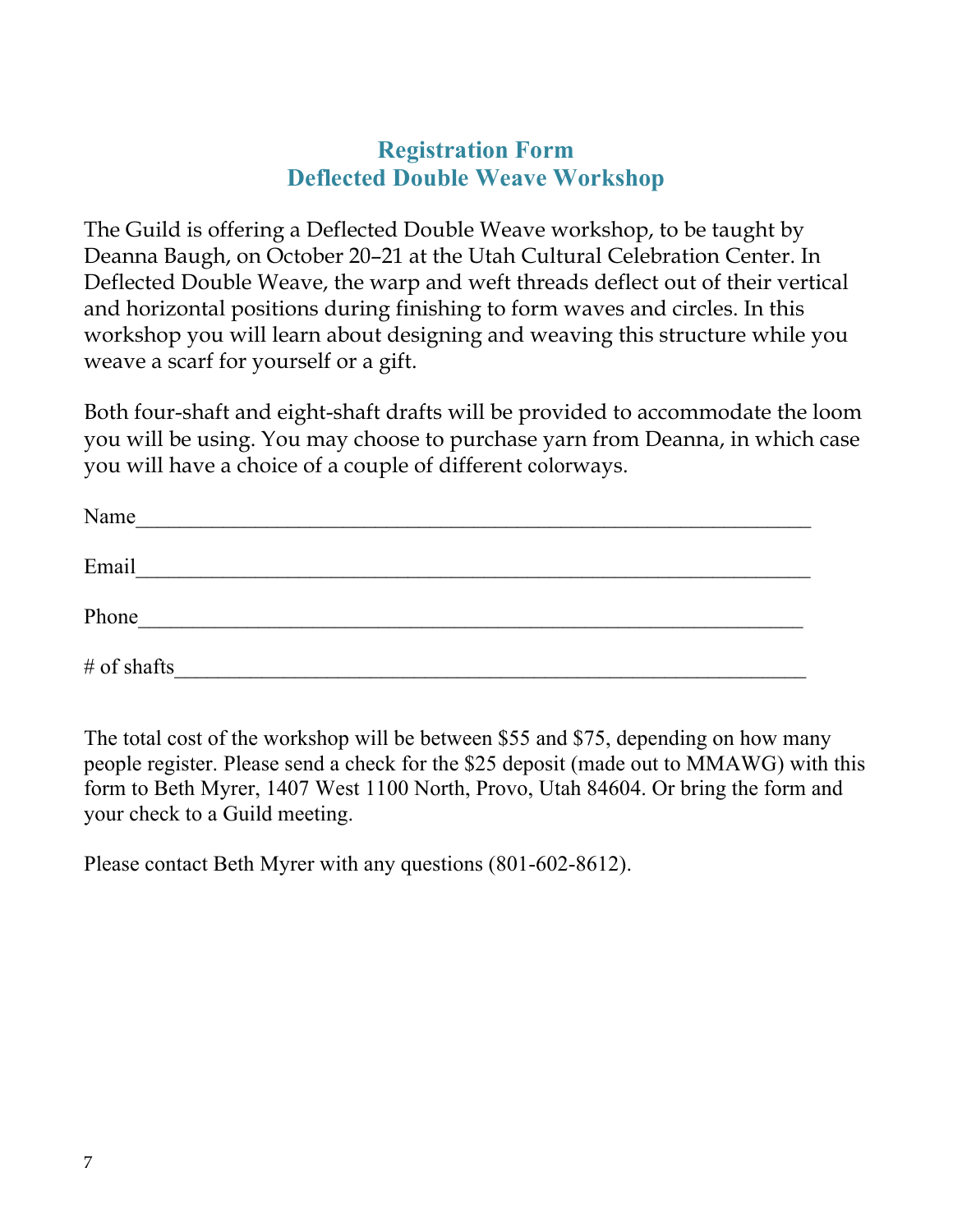## Registration Form
## Deflected Double Weave Workshop

The Guild is offering a Deflected Double Weave workshop, to be taught by Deanna Baugh, on October 20–21 at the Utah Cultural Celebration Center. In Deflected Double Weave, the warp and weft threads deflect out of their vertical and horizontal positions during finishing to form waves and circles. In this workshop you will learn about designing and weaving this structure while you weave a scarf for yourself or a gift.

Both four-shaft and eight-shaft drafts will be provided to accommodate the loom you will be using. You may choose to purchase yarn from Deanna, in which case you will have a choice of a couple of different colorways.

Name_______________________________________________________________

Email_______________________________________________________________

Phone______________________________________________________________

# of shafts___________________________________________________________

The total cost of the workshop will be between $55 and $75, depending on how many people register. Please send a check for the $25 deposit (made out to MMAWG) with this form to Beth Myrer, 1407 West 1100 North, Provo, Utah 84604. Or bring the form and your check to a Guild meeting.

Please contact Beth Myrer with any questions (801-602-8612).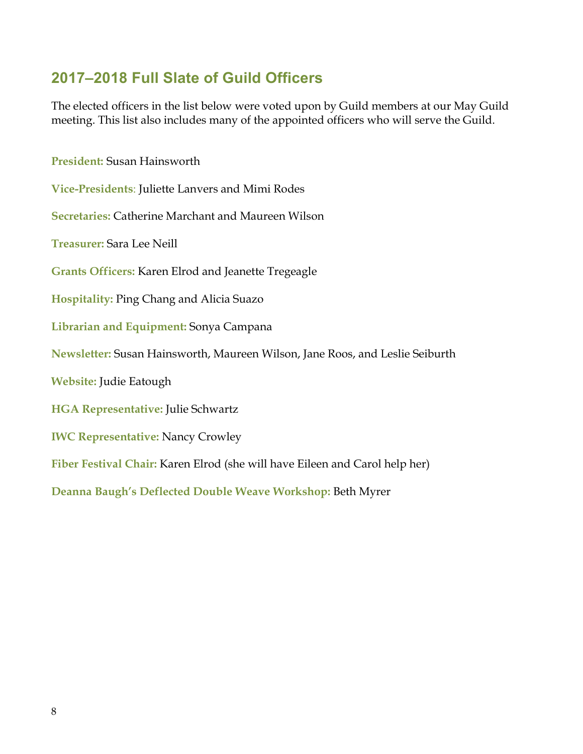## 2017–2018 Full Slate of Guild Officers

The elected officers in the list below were voted upon by Guild members at our May Guild meeting. This list also includes many of the appointed officers who will serve the Guild.

**President:** Susan Hainsworth

**Vice-Presidents**: Juliette Lanvers and Mimi Rodes

**Secretaries:** Catherine Marchant and Maureen Wilson

**Treasurer:** Sara Lee Neill

**Grants Officers:** Karen Elrod and Jeanette Tregeagle

**Hospitality:** Ping Chang and Alicia Suazo

**Librarian and Equipment:** Sonya Campana

**Newsletter:** Susan Hainsworth, Maureen Wilson, Jane Roos, and Leslie Seiburth

**Website:** Judie Eatough

**HGA Representative:** Julie Schwartz

**IWC Representative:** Nancy Crowley

**Fiber Festival Chair:** Karen Elrod (she will have Eileen and Carol help her)

**Deanna Baugh's Deflected Double Weave Workshop:** Beth Myrer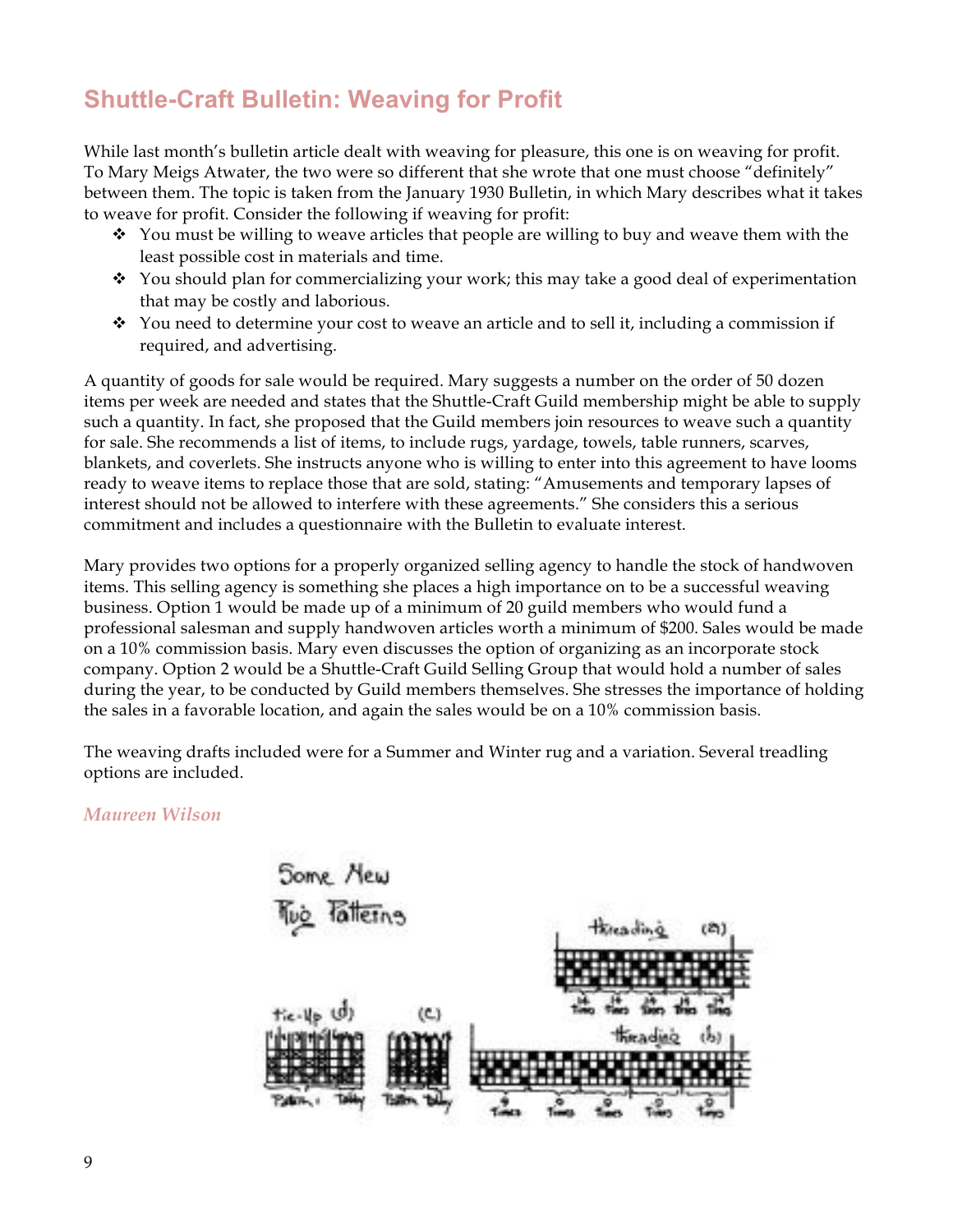## Shuttle-Craft Bulletin: Weaving for Profit

While last month's bulletin article dealt with weaving for pleasure, this one is on weaving for profit. To Mary Meigs Atwater, the two were so different that she wrote that one must choose "definitely" between them. The topic is taken from the January 1930 Bulletin, in which Mary describes what it takes to weave for profit. Consider the following if weaving for profit:

- You must be willing to weave articles that people are willing to buy and weave them with the least possible cost in materials and time.
- You should plan for commercializing your work; this may take a good deal of experimentation that may be costly and laborious.
- You need to determine your cost to weave an article and to sell it, including a commission if required, and advertising.

A quantity of goods for sale would be required. Mary suggests a number on the order of 50 dozen items per week are needed and states that the Shuttle-Craft Guild membership might be able to supply such a quantity. In fact, she proposed that the Guild members join resources to weave such a quantity for sale. She recommends a list of items, to include rugs, yardage, towels, table runners, scarves, blankets, and coverlets. She instructs anyone who is willing to enter into this agreement to have looms ready to weave items to replace those that are sold, stating: "Amusements and temporary lapses of interest should not be allowed to interfere with these agreements." She considers this a serious commitment and includes a questionnaire with the Bulletin to evaluate interest.

Mary provides two options for a properly organized selling agency to handle the stock of handwoven items. This selling agency is something she places a high importance on to be a successful weaving business. Option 1 would be made up of a minimum of 20 guild members who would fund a professional salesman and supply handwoven articles worth a minimum of $200. Sales would be made on a 10% commission basis. Mary even discusses the option of organizing as an incorporate stock company. Option 2 would be a Shuttle-Craft Guild Selling Group that would hold a number of sales during the year, to be conducted by Guild members themselves. She stresses the importance of holding the sales in a favorable location, and again the sales would be on a 10% commission basis.

The weaving drafts included were for a Summer and Winter rug and a variation. Several treadling options are included.

*Maureen Wilson*

Some New Rug Patterns

threading (a)

tie-up (d) Pattern Tabby

(c) Pattern Tabby

threading (b)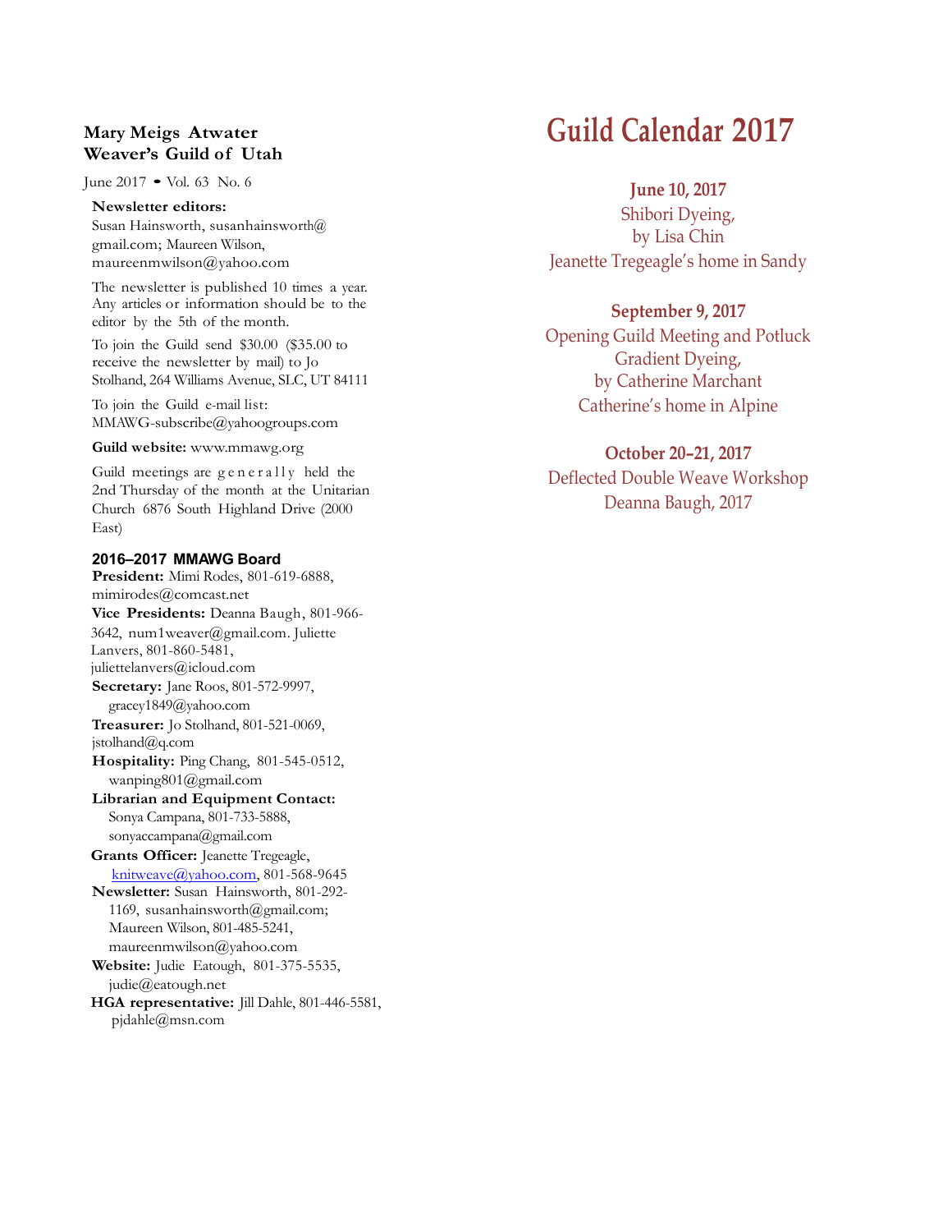**Mary Meigs Atwater**
**Weaver's Guild of Utah**

June 2017 • Vol. 63 No. 6

**Newsletter editors:**
Susan Hainsworth, susanhainsworth@gmail.com; Maureen Wilson, maureenmwilson@yahoo.com

The newsletter is published 10 times a year. Any articles or information should be to the editor by the 5th of the month.

To join the Guild send $30.00 ($35.00 to receive the newsletter by mail) to Jo Stolhand, 264 Williams Avenue, SLC, UT 84111

To join the Guild e-mail list: MMAWG-subscribe@yahoogroups.com

**Guild website:** www.mmawg.org

Guild meetings are generally held the 2nd Thursday of the month at the Unitarian Church 6876 South Highland Drive (2000 East)

### 2016–2017 MMAWG Board

**President:** Mimi Rodes, 801-619-6888, mimirodes@comcast.net
**Vice Presidents:** Deanna Baugh, 801-966-3642, num1weaver@gmail.com. Juliette Lanvers, 801-860-5481, juliettelanvers@icloud.com
**Secretary:** Jane Roos, 801-572-9997, gracey1849@yahoo.com
**Treasurer:** Jo Stolhand, 801-521-0069, jstolhand@q.com
**Hospitality:** Ping Chang, 801-545-0512, wanping801@gmail.com
**Librarian and Equipment Contact:** Sonya Campana, 801-733-5888, sonyaccampana@gmail.com
**Grants Officer:** Jeanette Tregeagle, knitweave@yahoo.com, 801-568-9645
**Newsletter:** Susan Hainsworth, 801-292-1169, susanhainsworth@gmail.com; Maureen Wilson, 801-485-5241, maureenmwilson@yahoo.com
**Website:** Judie Eatough, 801-375-5535, judie@eatough.net
**HGA representative:** Jill Dahle, 801-446-5581, pjdahle@msn.com

# Guild Calendar 2017

**June 10, 2017**
Shibori Dyeing,
by Lisa Chin
Jeanette Tregeagle's home in Sandy

**September 9, 2017**
Opening Guild Meeting and Potluck
Gradient Dyeing,
by Catherine Marchant
Catherine's home in Alpine

**October 20–21, 2017**
Deflected Double Weave Workshop
Deanna Baugh, 2017